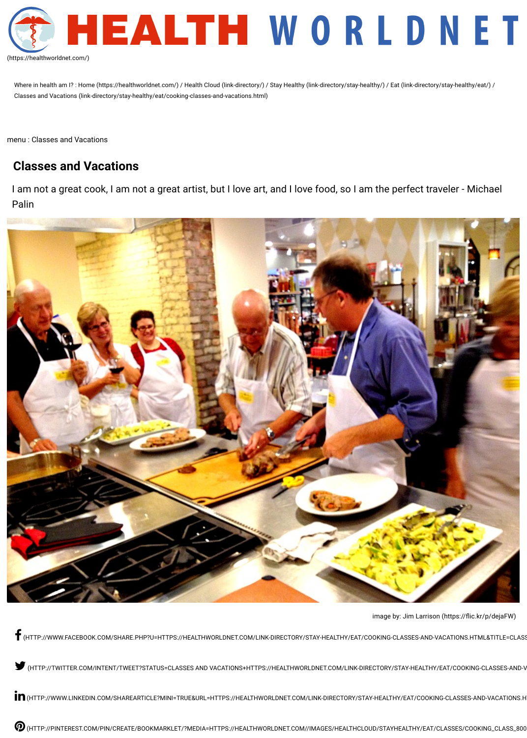# HEALTH WORLDNET

(https://healthworldnet.com/)

Where in health am I? : Home (https://healthworldnet.com/) / Health Cloud (link-directory/) / Stay Healthy (link-directory/stay-healthy/) / Eat (link-directory/stay-healthy/eat/) / Classes and Vacations (link-directory/stay-healthy/eat/cooking-classes-and-vacations.html)

menu : Classes and Vacations

## Classes and Vacations

I am not a great cook, I am not a great artist, but I love art, and I love food, so I am the perfect traveler - Michael Palin

image by: Jim Larrison (https://flic.kr/p/dejaFW)

(HTTP://WWW.FACEBOOK.COM/SHARE.PHP?U=HTTPS://HEALTHWORLDNET.COM/LINK-DIRECTORY/STAY-HEALTHY/EAT/COOKING-CLASSES-AND-VACATIONS.HTML&TITLE=CLASS

(HTTP://TWITTER.COM/INTENT/TWEET?STATUS=CLASSES AND VACATIONS+HTTPS://HEALTHWORLDNET.COM/LINK-DIRECTORY/STAY-HEALTHY/EAT/COOKING-CLASSES-AND-V

(HTTP://WWW.LINKEDIN.COM/SHAREARTICLE?MINI=TRUE&URL=HTTPS://HEALTHWORLDNET.COM/LINK-DIRECTORY/STAY-HEALTHY/EAT/COOKING-CLASSES-AND-VACATIONS.H

(HTTP://PINTEREST.COM/PIN/CREATE/BOOKMARKLET/?MEDIA=HTTPS://HEALTHWORLDNET.COM//IMAGES/HEALTHCLOUD/STAYHEALTHY/EAT/CLASSES/COOKING_CLASS_800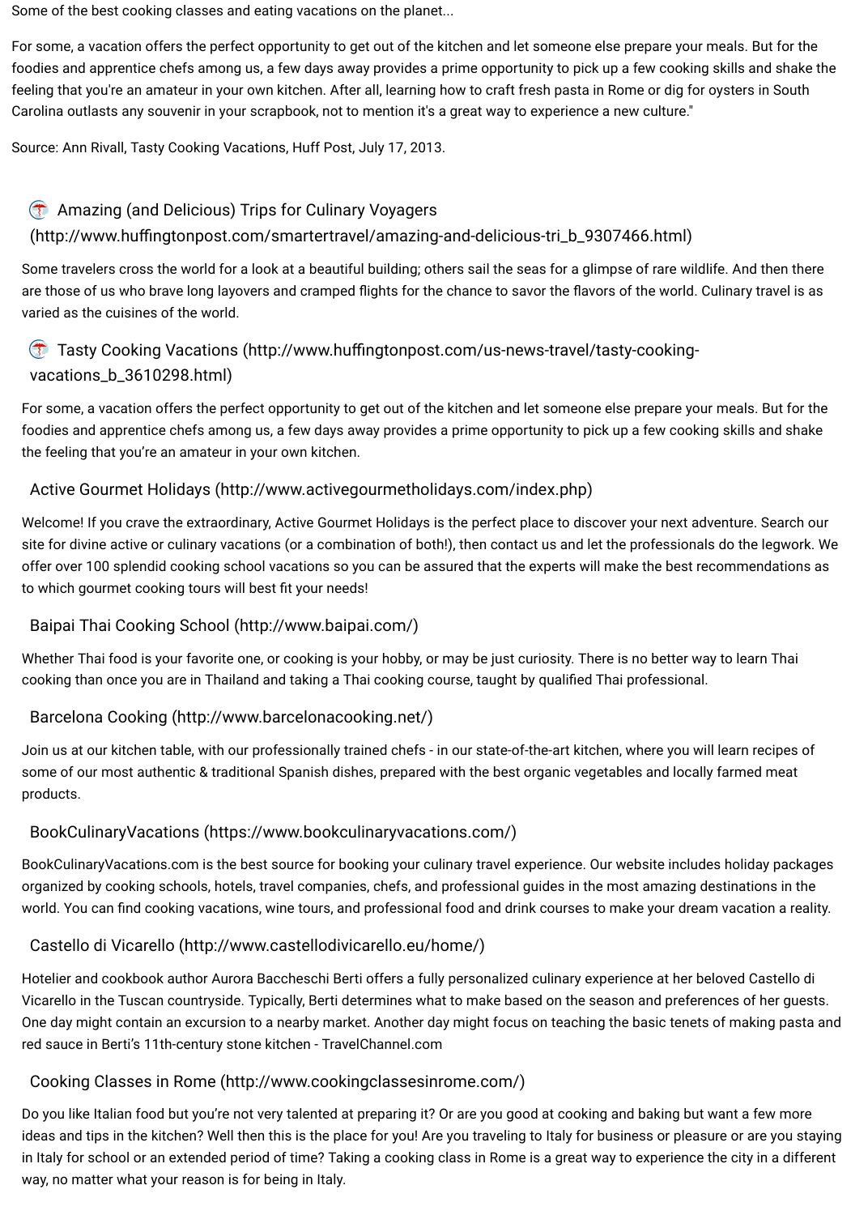Some of the best cooking classes and eating vacations on the planet...

For some, a vacation offers the perfect opportunity to get out of the kitchen and let someone else prepare your meals. But for the foodies and apprentice chefs among us, a few days away provides a prime opportunity to pick up a few cooking skills and shake the feeling that you're an amateur in your own kitchen. After all, learning how to craft fresh pasta in Rome or dig for oysters in South Carolina outlasts any souvenir in your scrapbook, not to mention it's a great way to experience a new culture."

Source: Ann Rivall, Tasty Cooking Vacations, Huff Post, July 17, 2013.

### Amazing (and Delicious) Trips for Culinary Voyagers (http://www.huffingtonpost.com/smartertravel/amazing-and-delicious-tri_b_9307466.html)

Some travelers cross the world for a look at a beautiful building; others sail the seas for a glimpse of rare wildlife. And then there are those of us who brave long layovers and cramped flights for the chance to savor the flavors of the world. Culinary travel is as varied as the cuisines of the world.

### Tasty Cooking Vacations (http://www.huffingtonpost.com/us-news-travel/tasty-cooking-vacations_b_3610298.html)

For some, a vacation offers the perfect opportunity to get out of the kitchen and let someone else prepare your meals. But for the foodies and apprentice chefs among us, a few days away provides a prime opportunity to pick up a few cooking skills and shake the feeling that you're an amateur in your own kitchen.

### Active Gourmet Holidays (http://www.activegourmetholidays.com/index.php)

Welcome! If you crave the extraordinary, Active Gourmet Holidays is the perfect place to discover your next adventure. Search our site for divine active or culinary vacations (or a combination of both!), then contact us and let the professionals do the legwork. We offer over 100 splendid cooking school vacations so you can be assured that the experts will make the best recommendations as to which gourmet cooking tours will best fit your needs!

### Baipai Thai Cooking School (http://www.baipai.com/)

Whether Thai food is your favorite one, or cooking is your hobby, or may be just curiosity. There is no better way to learn Thai cooking than once you are in Thailand and taking a Thai cooking course, taught by qualified Thai professional.

### Barcelona Cooking (http://www.barcelonacooking.net/)

Join us at our kitchen table, with our professionally trained chefs - in our state-of-the-art kitchen, where you will learn recipes of some of our most authentic & traditional Spanish dishes, prepared with the best organic vegetables and locally farmed meat products.

### BookCulinaryVacations (https://www.bookculinaryvacations.com/)

BookCulinaryVacations.com is the best source for booking your culinary travel experience. Our website includes holiday packages organized by cooking schools, hotels, travel companies, chefs, and professional guides in the most amazing destinations in the world. You can find cooking vacations, wine tours, and professional food and drink courses to make your dream vacation a reality.

### Castello di Vicarello (http://www.castellodivicarello.eu/home/)

Hotelier and cookbook author Aurora Baccheschi Berti offers a fully personalized culinary experience at her beloved Castello di Vicarello in the Tuscan countryside. Typically, Berti determines what to make based on the season and preferences of her guests. One day might contain an excursion to a nearby market. Another day might focus on teaching the basic tenets of making pasta and red sauce in Berti's 11th-century stone kitchen - TravelChannel.com

### Cooking Classes in Rome (http://www.cookingclassesinrome.com/)

Do you like Italian food but you're not very talented at preparing it? Or are you good at cooking and baking but want a few more ideas and tips in the kitchen? Well then this is the place for you! Are you traveling to Italy for business or pleasure or are you staying in Italy for school or an extended period of time? Taking a cooking class in Rome is a great way to experience the city in a different way, no matter what your reason is for being in Italy.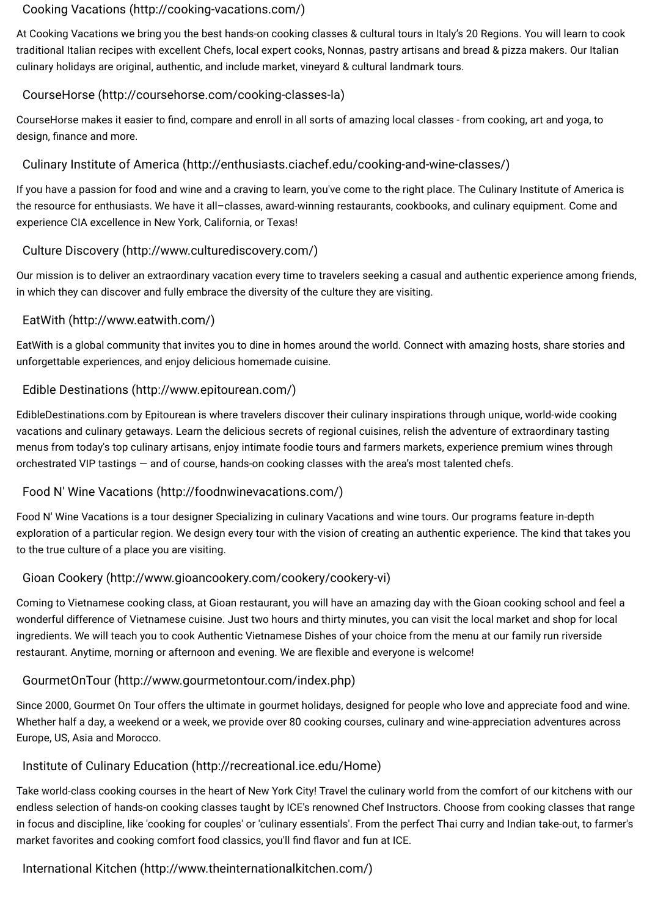## Cooking Vacations (http://cooking-vacations.com/)

At Cooking Vacations we bring you the best hands-on cooking classes & cultural tours in Italy's 20 Regions. You will learn to cook traditional Italian recipes with excellent Chefs, local expert cooks, Nonnas, pastry artisans and bread & pizza makers. Our Italian culinary holidays are original, authentic, and include market, vineyard & cultural landmark tours.

## CourseHorse (http://coursehorse.com/cooking-classes-la)

CourseHorse makes it easier to find, compare and enroll in all sorts of amazing local classes - from cooking, art and yoga, to design, finance and more.

## Culinary Institute of America (http://enthusiasts.ciachef.edu/cooking-and-wine-classes/)

If you have a passion for food and wine and a craving to learn, you've come to the right place. The Culinary Institute of America is the resource for enthusiasts. We have it all–classes, award-winning restaurants, cookbooks, and culinary equipment. Come and experience CIA excellence in New York, California, or Texas!

## Culture Discovery (http://www.culturediscovery.com/)

Our mission is to deliver an extraordinary vacation every time to travelers seeking a casual and authentic experience among friends, in which they can discover and fully embrace the diversity of the culture they are visiting.

## EatWith (http://www.eatwith.com/)

EatWith is a global community that invites you to dine in homes around the world. Connect with amazing hosts, share stories and unforgettable experiences, and enjoy delicious homemade cuisine.

## Edible Destinations (http://www.epitourean.com/)

EdibleDestinations.com by Epitourean is where travelers discover their culinary inspirations through unique, world-wide cooking vacations and culinary getaways. Learn the delicious secrets of regional cuisines, relish the adventure of extraordinary tasting menus from today's top culinary artisans, enjoy intimate foodie tours and farmers markets, experience premium wines through orchestrated VIP tastings — and of course, hands-on cooking classes with the area's most talented chefs.

## Food N' Wine Vacations (http://foodnwinevacations.com/)

Food N' Wine Vacations is a tour designer Specializing in culinary Vacations and wine tours. Our programs feature in-depth exploration of a particular region. We design every tour with the vision of creating an authentic experience. The kind that takes you to the true culture of a place you are visiting.

## Gioan Cookery (http://www.gioancookery.com/cookery/cookery-vi)

Coming to Vietnamese cooking class, at Gioan restaurant, you will have an amazing day with the Gioan cooking school and feel a wonderful difference of Vietnamese cuisine. Just two hours and thirty minutes, you can visit the local market and shop for local ingredients. We will teach you to cook Authentic Vietnamese Dishes of your choice from the menu at our family run riverside restaurant. Anytime, morning or afternoon and evening. We are flexible and everyone is welcome!

## GourmetOnTour (http://www.gourmetontour.com/index.php)

Since 2000, Gourmet On Tour offers the ultimate in gourmet holidays, designed for people who love and appreciate food and wine. Whether half a day, a weekend or a week, we provide over 80 cooking courses, culinary and wine-appreciation adventures across Europe, US, Asia and Morocco.

## Institute of Culinary Education (http://recreational.ice.edu/Home)

Take world-class cooking courses in the heart of New York City! Travel the culinary world from the comfort of our kitchens with our endless selection of hands-on cooking classes taught by ICE's renowned Chef Instructors. Choose from cooking classes that range in focus and discipline, like 'cooking for couples' or 'culinary essentials'. From the perfect Thai curry and Indian take-out, to farmer's market favorites and cooking comfort food classics, you'll find flavor and fun at ICE.

## International Kitchen (http://www.theinternationalkitchen.com/)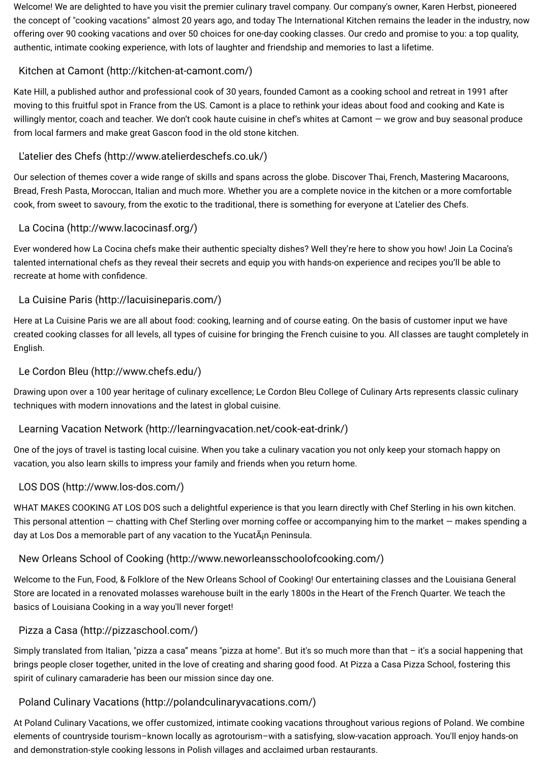Welcome! We are delighted to have you visit the premier culinary travel company. Our company's owner, Karen Herbst, pioneered the concept of "cooking vacations" almost 20 years ago, and today The International Kitchen remains the leader in the industry, now offering over 90 cooking vacations and over 50 choices for one-day cooking classes. Our credo and promise to you: a top quality, authentic, intimate cooking experience, with lots of laughter and friendship and memories to last a lifetime.

### Kitchen at Camont (http://kitchen-at-camont.com/)

Kate Hill, a published author and professional cook of 30 years, founded Camont as a cooking school and retreat in 1991 after moving to this fruitful spot in France from the US. Camont is a place to rethink your ideas about food and cooking and Kate is willingly mentor, coach and teacher. We don't cook haute cuisine in chef's whites at Camont — we grow and buy seasonal produce from local farmers and make great Gascon food in the old stone kitchen.

### L'atelier des Chefs (http://www.atelierdeschefs.co.uk/)

Our selection of themes cover a wide range of skills and spans across the globe. Discover Thai, French, Mastering Macaroons, Bread, Fresh Pasta, Moroccan, Italian and much more. Whether you are a complete novice in the kitchen or a more comfortable cook, from sweet to savoury, from the exotic to the traditional, there is something for everyone at L'atelier des Chefs.

### La Cocina (http://www.lacocinasf.org/)

Ever wondered how La Cocina chefs make their authentic specialty dishes? Well they're here to show you how! Join La Cocina's talented international chefs as they reveal their secrets and equip you with hands-on experience and recipes you'll be able to recreate at home with confidence.

### La Cuisine Paris (http://lacuisineparis.com/)

Here at La Cuisine Paris we are all about food: cooking, learning and of course eating. On the basis of customer input we have created cooking classes for all levels, all types of cuisine for bringing the French cuisine to you. All classes are taught completely in English.

### Le Cordon Bleu (http://www.chefs.edu/)

Drawing upon over a 100 year heritage of culinary excellence; Le Cordon Bleu College of Culinary Arts represents classic culinary techniques with modern innovations and the latest in global cuisine.

### Learning Vacation Network (http://learningvacation.net/cook-eat-drink/)

One of the joys of travel is tasting local cuisine. When you take a culinary vacation you not only keep your stomach happy on vacation, you also learn skills to impress your family and friends when you return home.

### LOS DOS (http://www.los-dos.com/)

WHAT MAKES COOKING AT LOS DOS such a delightful experience is that you learn directly with Chef Sterling in his own kitchen. This personal attention — chatting with Chef Sterling over morning coffee or accompanying him to the market — makes spending a day at Los Dos a memorable part of any vacation to the YucatÃ¡n Peninsula.

### New Orleans School of Cooking (http://www.neworleansschoolofcooking.com/)

Welcome to the Fun, Food, & Folklore of the New Orleans School of Cooking! Our entertaining classes and the Louisiana General Store are located in a renovated molasses warehouse built in the early 1800s in the Heart of the French Quarter. We teach the basics of Louisiana Cooking in a way you'll never forget!

### Pizza a Casa (http://pizzaschool.com/)

Simply translated from Italian, "pizza a casa" means "pizza at home". But it's so much more than that – it's a social happening that brings people closer together, united in the love of creating and sharing good food. At Pizza a Casa Pizza School, fostering this spirit of culinary camaraderie has been our mission since day one.

### Poland Culinary Vacations (http://polandculinaryvacations.com/)

At Poland Culinary Vacations, we offer customized, intimate cooking vacations throughout various regions of Poland. We combine elements of countryside tourism–known locally as agrotourism–with a satisfying, slow-vacation approach. You'll enjoy hands-on and demonstration-style cooking lessons in Polish villages and acclaimed urban restaurants.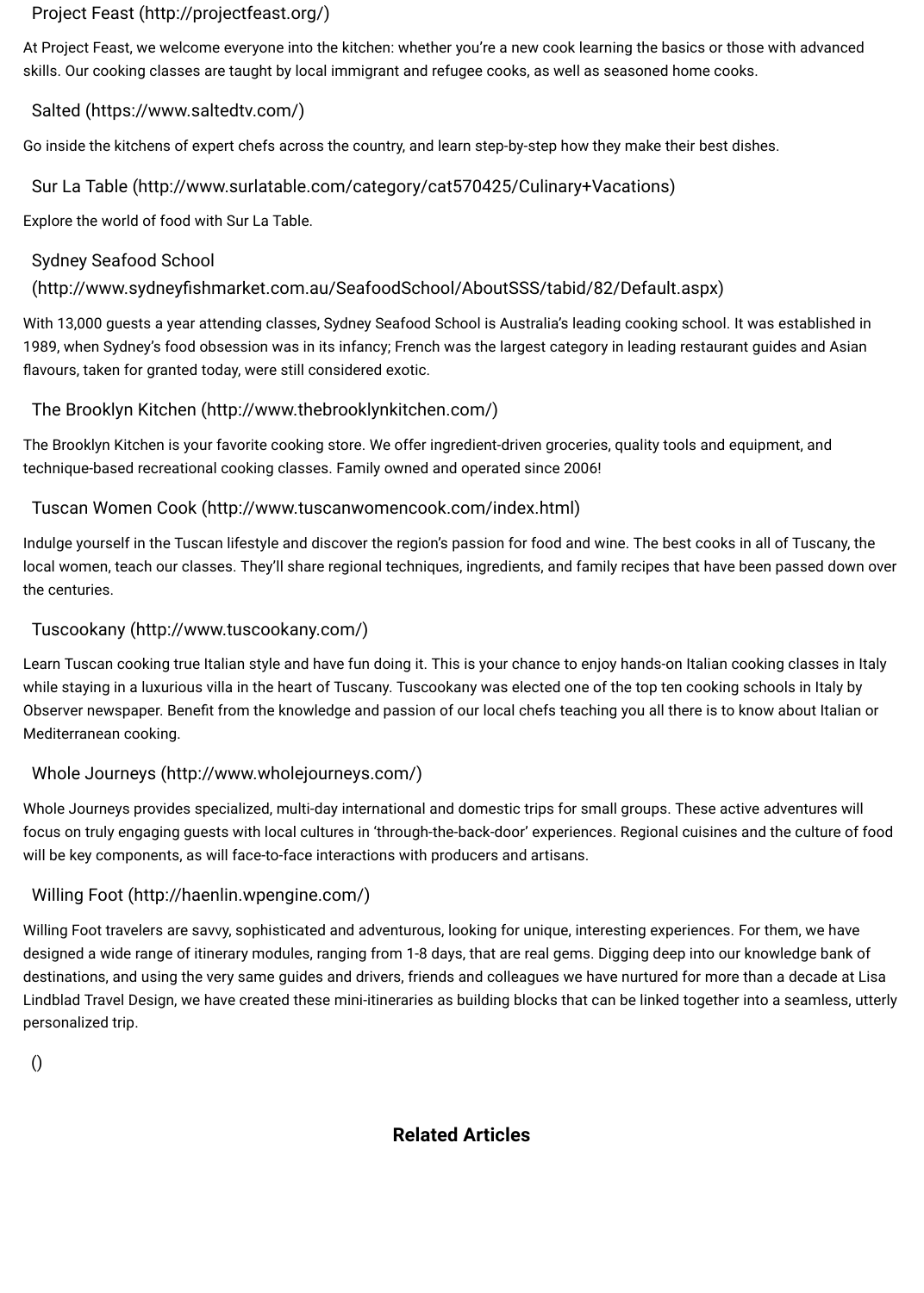### Project Feast (http://projectfeast.org/)

At Project Feast, we welcome everyone into the kitchen: whether you're a new cook learning the basics or those with advanced skills. Our cooking classes are taught by local immigrant and refugee cooks, as well as seasoned home cooks.

### Salted (https://www.saltedtv.com/)

Go inside the kitchens of expert chefs across the country, and learn step-by-step how they make their best dishes.

### Sur La Table (http://www.surlatable.com/category/cat570425/Culinary+Vacations)

Explore the world of food with Sur La Table.

### Sydney Seafood School (http://www.sydneyfishmarket.com.au/SeafoodSchool/AboutSSS/tabid/82/Default.aspx)

With 13,000 guests a year attending classes, Sydney Seafood School is Australia's leading cooking school. It was established in 1989, when Sydney's food obsession was in its infancy; French was the largest category in leading restaurant guides and Asian flavours, taken for granted today, were still considered exotic.

### The Brooklyn Kitchen (http://www.thebrooklynkitchen.com/)

The Brooklyn Kitchen is your favorite cooking store. We offer ingredient-driven groceries, quality tools and equipment, and technique-based recreational cooking classes. Family owned and operated since 2006!

### Tuscan Women Cook (http://www.tuscanwomencook.com/index.html)

Indulge yourself in the Tuscan lifestyle and discover the region's passion for food and wine. The best cooks in all of Tuscany, the local women, teach our classes. They'll share regional techniques, ingredients, and family recipes that have been passed down over the centuries.

### Tuscookany (http://www.tuscookany.com/)

Learn Tuscan cooking true Italian style and have fun doing it. This is your chance to enjoy hands-on Italian cooking classes in Italy while staying in a luxurious villa in the heart of Tuscany. Tuscookany was elected one of the top ten cooking schools in Italy by Observer newspaper. Benefit from the knowledge and passion of our local chefs teaching you all there is to know about Italian or Mediterranean cooking.

### Whole Journeys (http://www.wholejourneys.com/)

Whole Journeys provides specialized, multi-day international and domestic trips for small groups. These active adventures will focus on truly engaging guests with local cultures in 'through-the-back-door' experiences. Regional cuisines and the culture of food will be key components, as will face-to-face interactions with producers and artisans.

### Willing Foot (http://haenlin.wpengine.com/)

Willing Foot travelers are savvy, sophisticated and adventurous, looking for unique, interesting experiences. For them, we have designed a wide range of itinerary modules, ranging from 1-8 days, that are real gems. Digging deep into our knowledge bank of destinations, and using the very same guides and drivers, friends and colleagues we have nurtured for more than a decade at Lisa Lindblad Travel Design, we have created these mini-itineraries as building blocks that can be linked together into a seamless, utterly personalized trip.

()

## Related Articles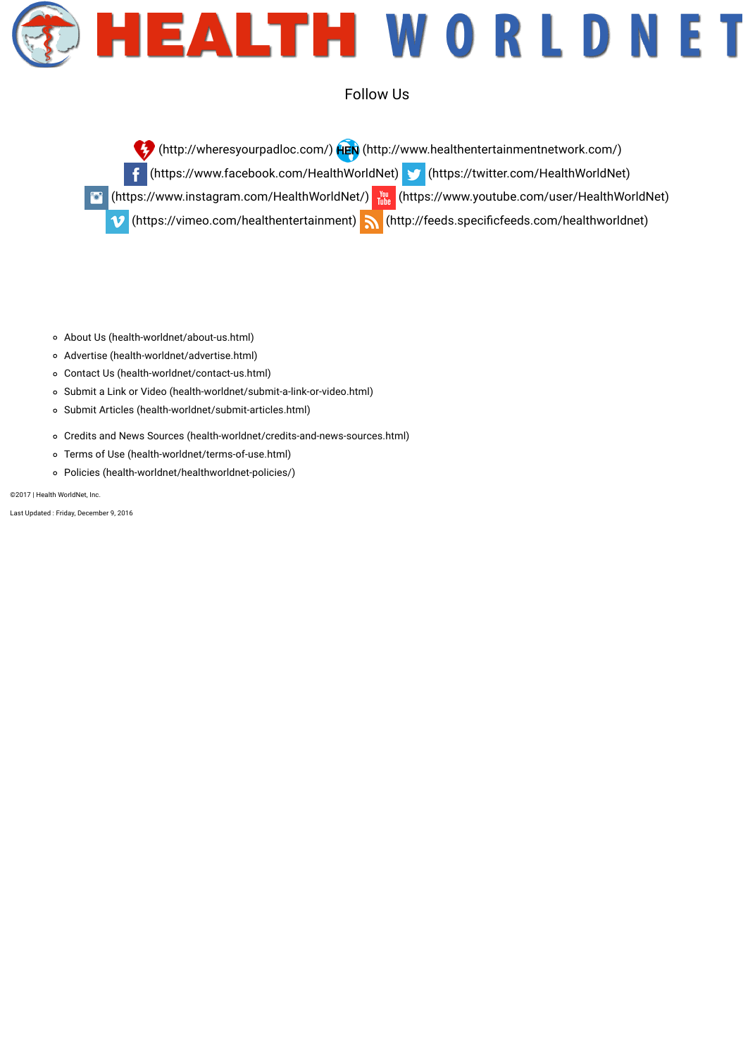# HEALTH WORLDNET

Follow Us

(http://wheresyourpadloc.com/) HEN (http://www.healthentertainmentnetwork.com/)
(https://www.facebook.com/HealthWorldNet) (https://twitter.com/HealthWorldNet)
(https://www.instagram.com/HealthWorldNet/) You Tube (https://www.youtube.com/user/HealthWorldNet)
(https://vimeo.com/healthentertainment) (http://feeds.specificfeeds.com/healthworldnet)

- About Us (health-worldnet/about-us.html)
- Advertise (health-worldnet/advertise.html)
- Contact Us (health-worldnet/contact-us.html)
- Submit a Link or Video (health-worldnet/submit-a-link-or-video.html)
- Submit Articles (health-worldnet/submit-articles.html)

- Credits and News Sources (health-worldnet/credits-and-news-sources.html)
- Terms of Use (health-worldnet/terms-of-use.html)
- Policies (health-worldnet/healthworldnet-policies/)

©2017 | Health WorldNet, Inc.

Last Updated : Friday, December 9, 2016